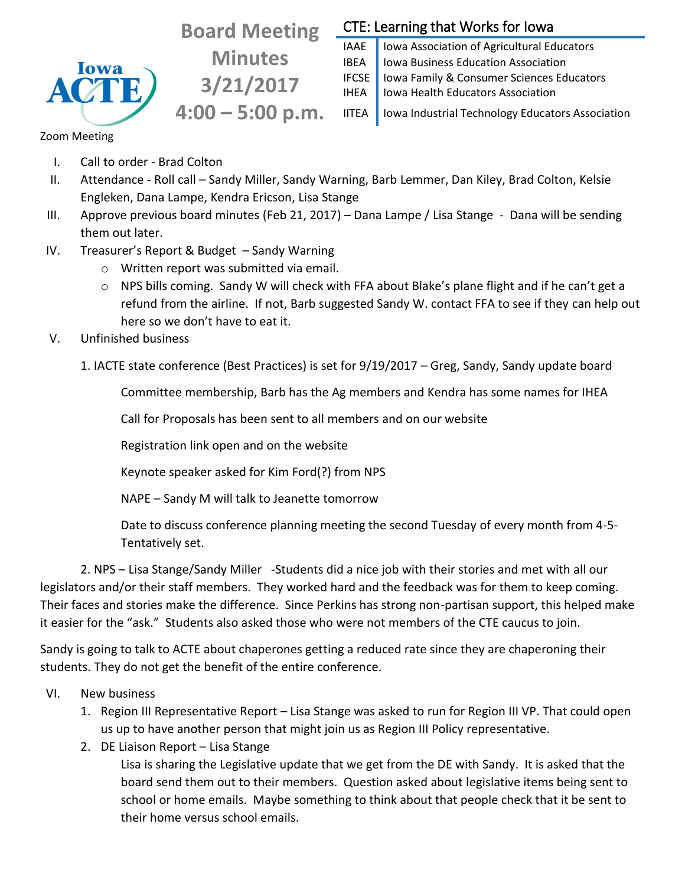Iowa ACTE

# Board Meeting Minutes 3/21/2017 4:00 – 5:00 p.m.

**CTE: Learning that Works for Iowa**

| | |
|---|---|
| IAAE | Iowa Association of Agricultural Educators |
| IBEA | Iowa Business Education Association |
| IFCSE | Iowa Family & Consumer Sciences Educators |
| IHEA | Iowa Health Educators Association |
| IITEA | Iowa Industrial Technology Educators Association |

Zoom Meeting

I. Call to order - Brad Colton

II. Attendance - Roll call – Sandy Miller, Sandy Warning, Barb Lemmer, Dan Kiley, Brad Colton, Kelsie Engleken, Dana Lampe, Kendra Ericson, Lisa Stange

III. Approve previous board minutes (Feb 21, 2017) – Dana Lampe / Lisa Stange - Dana will be sending them out later.

IV. Treasurer's Report & Budget – Sandy Warning
- Written report was submitted via email.
- NPS bills coming. Sandy W will check with FFA about Blake's plane flight and if he can't get a refund from the airline. If not, Barb suggested Sandy W. contact FFA to see if they can help out here so we don't have to eat it.

V. Unfinished business

1. IACTE state conference (Best Practices) is set for 9/19/2017 – Greg, Sandy, Sandy update board

    Committee membership, Barb has the Ag members and Kendra has some names for IHEA

    Call for Proposals has been sent to all members and on our website

    Registration link open and on the website

    Keynote speaker asked for Kim Ford(?) from NPS

    NAPE – Sandy M will talk to Jeanette tomorrow

    Date to discuss conference planning meeting the second Tuesday of every month from 4-5-Tentatively set.

2. NPS – Lisa Stange/Sandy Miller -Students did a nice job with their stories and met with all our legislators and/or their staff members. They worked hard and the feedback was for them to keep coming. Their faces and stories make the difference. Since Perkins has strong non-partisan support, this helped make it easier for the "ask." Students also asked those who were not members of the CTE caucus to join.

Sandy is going to talk to ACTE about chaperones getting a reduced rate since they are chaperoning their students. They do not get the benefit of the entire conference.

VI. New business

1. Region III Representative Report – Lisa Stange was asked to run for Region III VP. That could open us up to have another person that might join us as Region III Policy representative.
2. DE Liaison Report – Lisa Stange

    Lisa is sharing the Legislative update that we get from the DE with Sandy. It is asked that the board send them out to their members. Question asked about legislative items being sent to school or home emails. Maybe something to think about that people check that it be sent to their home versus school emails.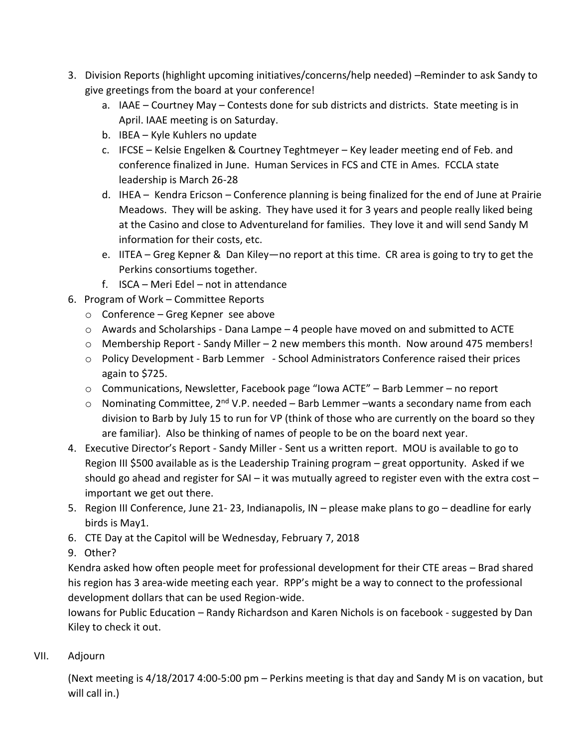3. Division Reports (highlight upcoming initiatives/concerns/help needed) –Reminder to ask Sandy to give greetings from the board at your conference!
    a. IAAE – Courtney May – Contests done for sub districts and districts. State meeting is in April. IAAE meeting is on Saturday.
    b. IBEA – Kyle Kuhlers no update
    c. IFCSE – Kelsie Engelken & Courtney Teghtmeyer – Key leader meeting end of Feb. and conference finalized in June. Human Services in FCS and CTE in Ames. FCCLA state leadership is March 26-28
    d. IHEA – Kendra Ericson – Conference planning is being finalized for the end of June at Prairie Meadows. They will be asking. They have used it for 3 years and people really liked being at the Casino and close to Adventureland for families. They love it and will send Sandy M information for their costs, etc.
    e. IITEA – Greg Kepner & Dan Kiley—no report at this time. CR area is going to try to get the Perkins consortiums together.
    f. ISCA – Meri Edel – not in attendance
6. Program of Work – Committee Reports
    - Conference – Greg Kepner see above
    - Awards and Scholarships - Dana Lampe – 4 people have moved on and submitted to ACTE
    - Membership Report - Sandy Miller – 2 new members this month. Now around 475 members!
    - Policy Development - Barb Lemmer - School Administrators Conference raised their prices again to $725.
    - Communications, Newsletter, Facebook page "Iowa ACTE" – Barb Lemmer – no report
    - Nominating Committee, 2nd V.P. needed – Barb Lemmer –wants a secondary name from each division to Barb by July 15 to run for VP (think of those who are currently on the board so they are familiar). Also be thinking of names of people to be on the board next year.
4. Executive Director's Report - Sandy Miller - Sent us a written report. MOU is available to go to Region III $500 available as is the Leadership Training program – great opportunity. Asked if we should go ahead and register for SAI – it was mutually agreed to register even with the extra cost – important we get out there.
5. Region III Conference, June 21- 23, Indianapolis, IN – please make plans to go – deadline for early birds is May1.
6. CTE Day at the Capitol will be Wednesday, February 7, 2018
9. Other?

Kendra asked how often people meet for professional development for their CTE areas – Brad shared his region has 3 area-wide meeting each year. RPP's might be a way to connect to the professional development dollars that can be used Region-wide.

Iowans for Public Education – Randy Richardson and Karen Nichols is on facebook - suggested by Dan Kiley to check it out.

VII. Adjourn

(Next meeting is 4/18/2017 4:00-5:00 pm – Perkins meeting is that day and Sandy M is on vacation, but will call in.)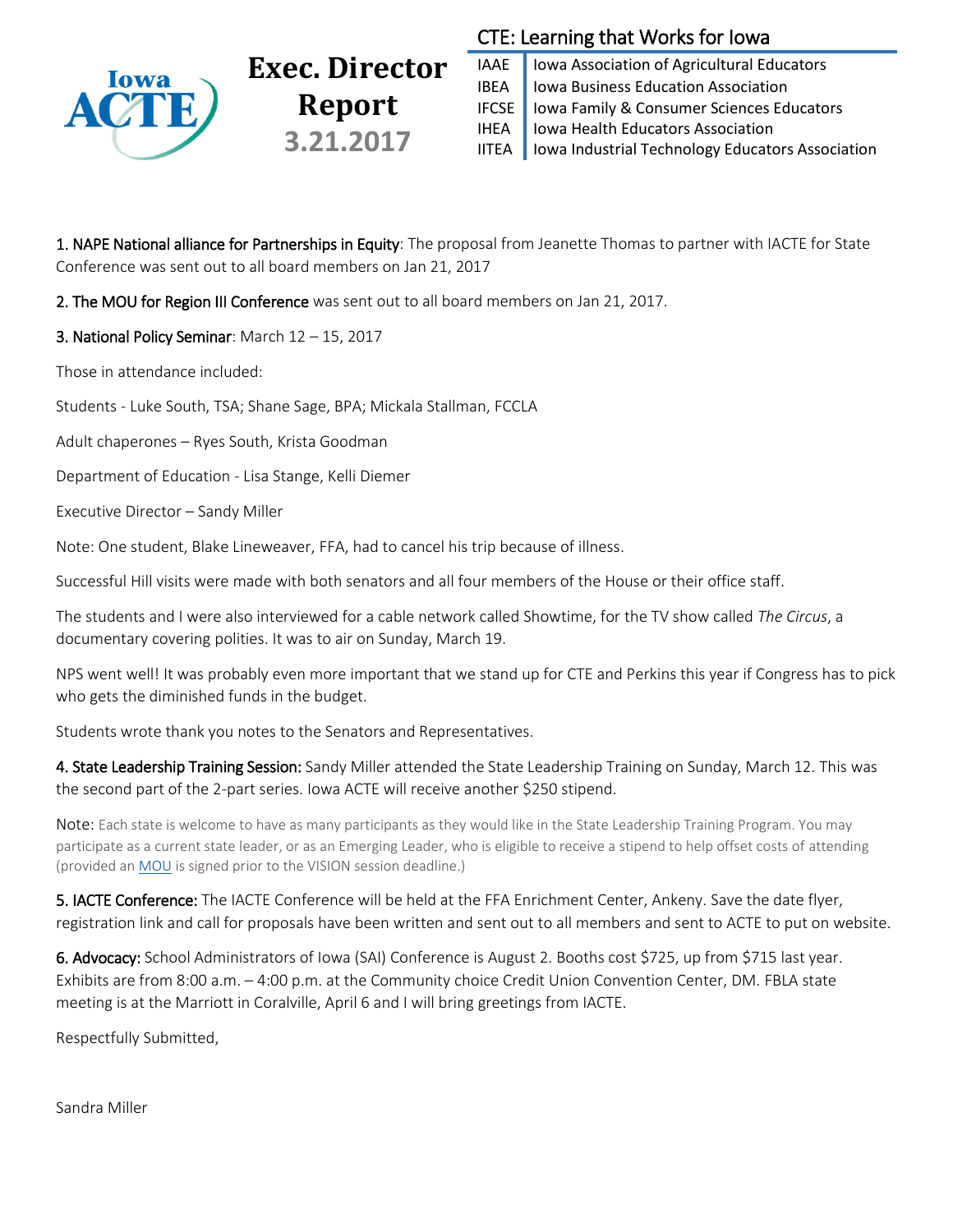# Exec. Director Report

**3.21.2017**

## CTE: Learning that Works for Iowa

| | |
|---|---|
| IAAE | Iowa Association of Agricultural Educators |
| IBEA | Iowa Business Education Association |
| IFCSE | Iowa Family & Consumer Sciences Educators |
| IHEA | Iowa Health Educators Association |
| IITEA | Iowa Industrial Technology Educators Association |

1. NAPE National alliance for Partnerships in Equity: The proposal from Jeanette Thomas to partner with IACTE for State Conference was sent out to all board members on Jan 21, 2017

2. The MOU for Region III Conference was sent out to all board members on Jan 21, 2017.

3. National Policy Seminar: March 12 – 15, 2017

Those in attendance included:

Students - Luke South, TSA; Shane Sage, BPA; Mickala Stallman, FCCLA

Adult chaperones – Ryes South, Krista Goodman

Department of Education - Lisa Stange, Kelli Diemer

Executive Director – Sandy Miller

Note: One student, Blake Lineweaver, FFA, had to cancel his trip because of illness.

Successful Hill visits were made with both senators and all four members of the House or their office staff.

The students and I were also interviewed for a cable network called Showtime, for the TV show called *The Circus*, a documentary covering polities. It was to air on Sunday, March 19.

NPS went well! It was probably even more important that we stand up for CTE and Perkins this year if Congress has to pick who gets the diminished funds in the budget.

Students wrote thank you notes to the Senators and Representatives.

4. State Leadership Training Session: Sandy Miller attended the State Leadership Training on Sunday, March 12. This was the second part of the 2-part series. Iowa ACTE will receive another $250 stipend.

Note: Each state is welcome to have as many participants as they would like in the State Leadership Training Program. You may participate as a current state leader, or as an Emerging Leader, who is eligible to receive a stipend to help offset costs of attending (provided an MOU is signed prior to the VISION session deadline.)

5. IACTE Conference: The IACTE Conference will be held at the FFA Enrichment Center, Ankeny. Save the date flyer, registration link and call for proposals have been written and sent out to all members and sent to ACTE to put on website.

6. Advocacy: School Administrators of Iowa (SAI) Conference is August 2. Booths cost $725, up from $715 last year. Exhibits are from 8:00 a.m. – 4:00 p.m. at the Community choice Credit Union Convention Center, DM. FBLA state meeting is at the Marriott in Coralville, April 6 and I will bring greetings from IACTE.

Respectfully Submitted,

Sandra Miller